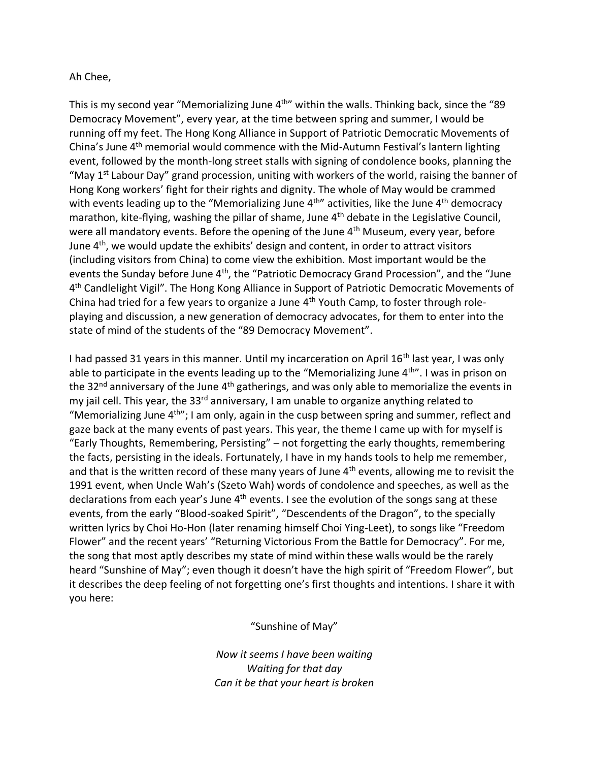Ah Chee,

This is my second year "Memorializing June 4th" within the walls. Thinking back, since the "89 Democracy Movement", every year, at the time between spring and summer, I would be running off my feet. The Hong Kong Alliance in Support of Patriotic Democratic Movements of China's June 4th memorial would commence with the Mid-Autumn Festival's lantern lighting event, followed by the month-long street stalls with signing of condolence books, planning the "May 1st Labour Day" grand procession, uniting with workers of the world, raising the banner of Hong Kong workers' fight for their rights and dignity. The whole of May would be crammed with events leading up to the "Memorializing June 4th" activities, like the June 4th democracy marathon, kite-flying, washing the pillar of shame, June 4th debate in the Legislative Council, were all mandatory events. Before the opening of the June 4th Museum, every year, before June 4th, we would update the exhibits' design and content, in order to attract visitors (including visitors from China) to come view the exhibition. Most important would be the events the Sunday before June 4th, the "Patriotic Democracy Grand Procession", and the "June 4th Candlelight Vigil". The Hong Kong Alliance in Support of Patriotic Democratic Movements of China had tried for a few years to organize a June 4th Youth Camp, to foster through role-playing and discussion, a new generation of democracy advocates, for them to enter into the state of mind of the students of the "89 Democracy Movement".

I had passed 31 years in this manner. Until my incarceration on April 16th last year, I was only able to participate in the events leading up to the "Memorializing June 4th". I was in prison on the 32nd anniversary of the June 4th gatherings, and was only able to memorialize the events in my jail cell. This year, the 33rd anniversary, I am unable to organize anything related to "Memorializing June 4th"; I am only, again in the cusp between spring and summer, reflect and gaze back at the many events of past years. This year, the theme I came up with for myself is "Early Thoughts, Remembering, Persisting" – not forgetting the early thoughts, remembering the facts, persisting in the ideals. Fortunately, I have in my hands tools to help me remember, and that is the written record of these many years of June 4th events, allowing me to revisit the 1991 event, when Uncle Wah's (Szeto Wah) words of condolence and speeches, as well as the declarations from each year's June 4th events. I see the evolution of the songs sang at these events, from the early "Blood-soaked Spirit", "Descendents of the Dragon", to the specially written lyrics by Choi Ho-Hon (later renaming himself Choi Ying-Leet), to songs like "Freedom Flower" and the recent years' "Returning Victorious From the Battle for Democracy". For me, the song that most aptly describes my state of mind within these walls would be the rarely heard "Sunshine of May"; even though it doesn't have the high spirit of "Freedom Flower", but it describes the deep feeling of not forgetting one's first thoughts and intentions. I share it with you here:

"Sunshine of May"

*Now it seems I have been waiting*
*Waiting for that day*
*Can it be that your heart is broken*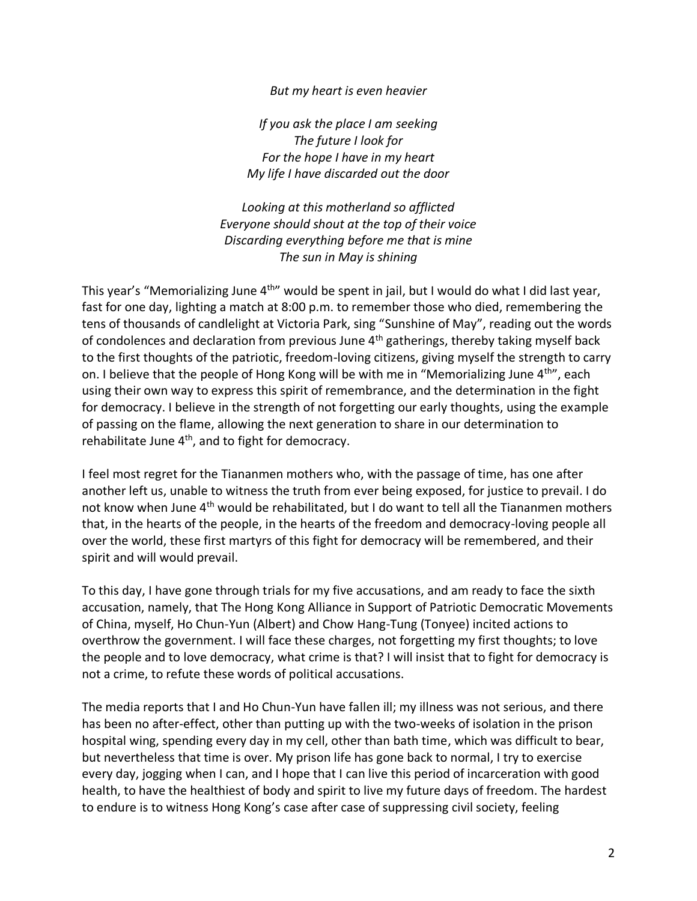*But my heart is even heavier*

*If you ask the place I am seeking*
*The future I look for*
*For the hope I have in my heart*
*My life I have discarded out the door*

*Looking at this motherland so afflicted*
*Everyone should shout at the top of their voice*
*Discarding everything before me that is mine*
*The sun in May is shining*

This year's "Memorializing June 4th" would be spent in jail, but I would do what I did last year, fast for one day, lighting a match at 8:00 p.m. to remember those who died, remembering the tens of thousands of candlelight at Victoria Park, sing "Sunshine of May", reading out the words of condolences and declaration from previous June 4th gatherings, thereby taking myself back to the first thoughts of the patriotic, freedom-loving citizens, giving myself the strength to carry on. I believe that the people of Hong Kong will be with me in "Memorializing June 4th", each using their own way to express this spirit of remembrance, and the determination in the fight for democracy. I believe in the strength of not forgetting our early thoughts, using the example of passing on the flame, allowing the next generation to share in our determination to rehabilitate June 4th, and to fight for democracy.

I feel most regret for the Tiananmen mothers who, with the passage of time, has one after another left us, unable to witness the truth from ever being exposed, for justice to prevail. I do not know when June 4th would be rehabilitated, but I do want to tell all the Tiananmen mothers that, in the hearts of the people, in the hearts of the freedom and democracy-loving people all over the world, these first martyrs of this fight for democracy will be remembered, and their spirit and will would prevail.

To this day, I have gone through trials for my five accusations, and am ready to face the sixth accusation, namely, that The Hong Kong Alliance in Support of Patriotic Democratic Movements of China, myself, Ho Chun-Yun (Albert) and Chow Hang-Tung (Tonyee) incited actions to overthrow the government. I will face these charges, not forgetting my first thoughts; to love the people and to love democracy, what crime is that? I will insist that to fight for democracy is not a crime, to refute these words of political accusations.

The media reports that I and Ho Chun-Yun have fallen ill; my illness was not serious, and there has been no after-effect, other than putting up with the two-weeks of isolation in the prison hospital wing, spending every day in my cell, other than bath time, which was difficult to bear, but nevertheless that time is over. My prison life has gone back to normal, I try to exercise every day, jogging when I can, and I hope that I can live this period of incarceration with good health, to have the healthiest of body and spirit to live my future days of freedom. The hardest to endure is to witness Hong Kong's case after case of suppressing civil society, feeling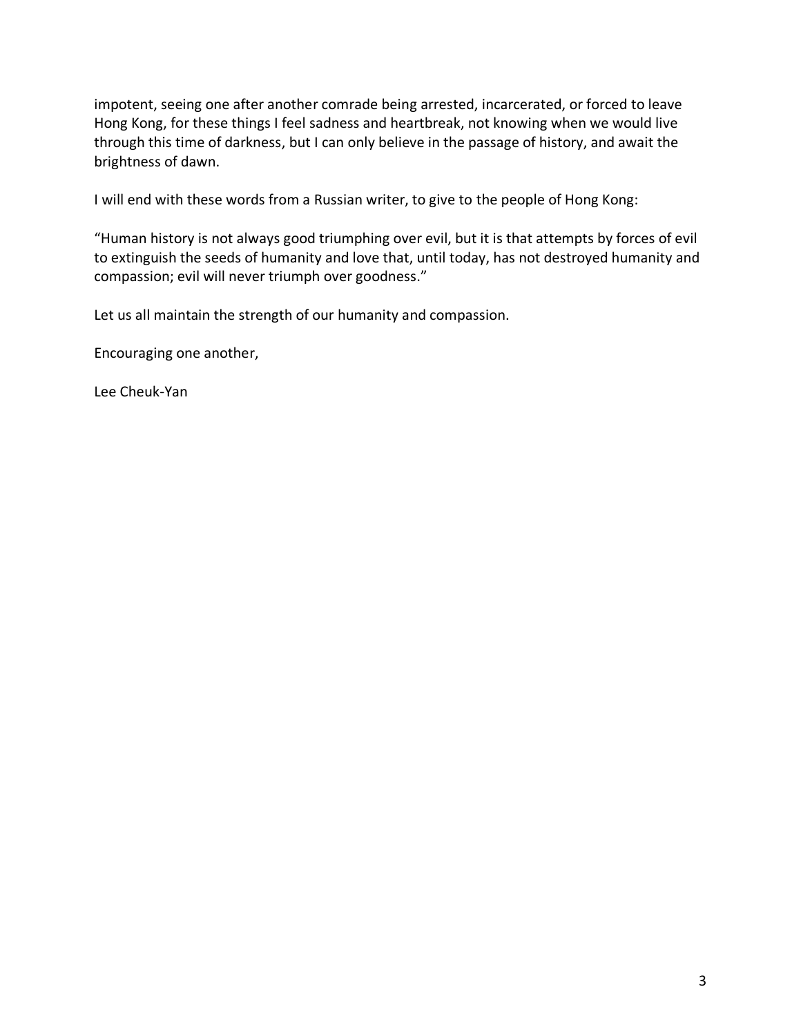impotent, seeing one after another comrade being arrested, incarcerated, or forced to leave Hong Kong, for these things I feel sadness and heartbreak, not knowing when we would live through this time of darkness, but I can only believe in the passage of history, and await the brightness of dawn.

I will end with these words from a Russian writer, to give to the people of Hong Kong:

"Human history is not always good triumphing over evil, but it is that attempts by forces of evil to extinguish the seeds of humanity and love that, until today, has not destroyed humanity and compassion; evil will never triumph over goodness."

Let us all maintain the strength of our humanity and compassion.

Encouraging one another,

Lee Cheuk-Yan